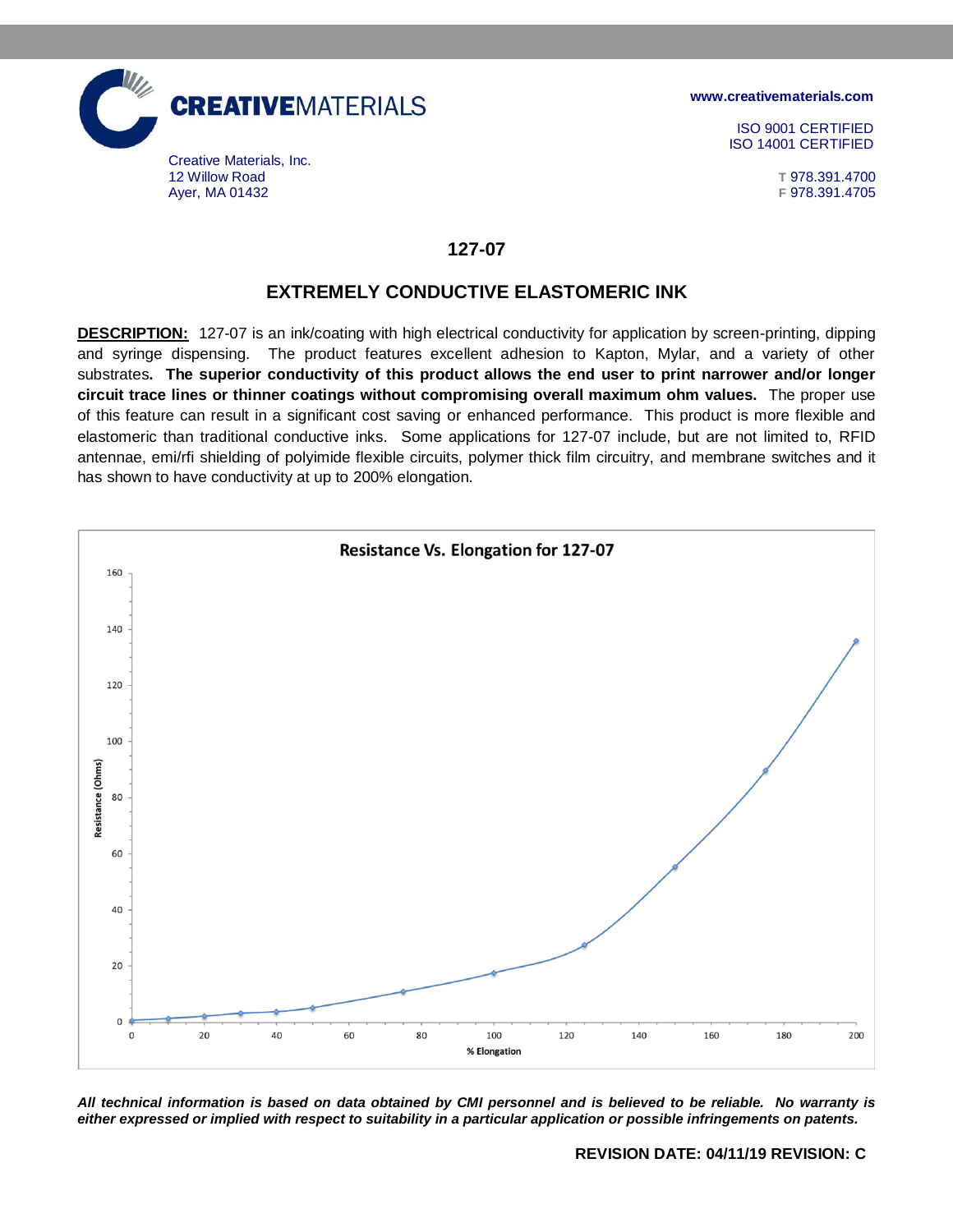**CREATIVEMATERIALS**

Creative Materials, Inc.
12 Willow Road
Ayer, MA 01432

www.creativematerials.com

ISO 9001 CERTIFIED
ISO 14001 CERTIFIED

T 978.391.4700
F 978.391.4705

# 127-07

## EXTREMELY CONDUCTIVE ELASTOMERIC INK

**DESCRIPTION:** 127-07 is an ink/coating with high electrical conductivity for application by screen-printing, dipping and syringe dispensing. The product features excellent adhesion to Kapton, Mylar, and a variety of other substrates**. The superior conductivity of this product allows the end user to print narrower and/or longer circuit trace lines or thinner coatings without compromising overall maximum ohm values.** The proper use of this feature can result in a significant cost saving or enhanced performance. This product is more flexible and elastomeric than traditional conductive inks. Some applications for 127-07 include, but are not limited to, RFID antennae, emi/rfi shielding of polyimide flexible circuits, polymer thick film circuitry, and membrane switches and it has shown to have conductivity at up to 200% elongation.

**Resistance Vs. Elongation for 127-07**

(Chart: Resistance (Ohms), 0–160, vs. % Elongation, 0–200)

***All technical information is based on data obtained by CMI personnel and is believed to be reliable. No warranty is either expressed or implied with respect to suitability in a particular application or possible infringements on patents.***

**REVISION DATE: 04/11/19 REVISION: C**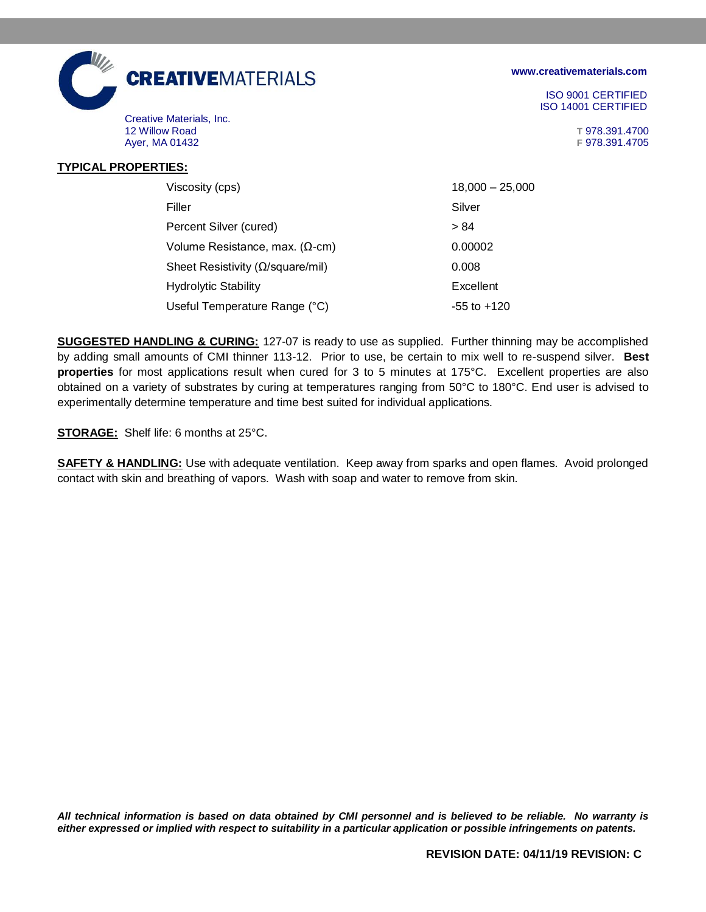**CREATIVEMATERIALS**

Creative Materials, Inc.
12 Willow Road
Ayer, MA 01432

**www.creativematerials.com**

ISO 9001 CERTIFIED
ISO 14001 CERTIFIED

T 978.391.4700
F 978.391.4705

**TYPICAL PROPERTIES:**

| | |
|---|---|
| Viscosity (cps) | 18,000 – 25,000 |
| Filler | Silver |
| Percent Silver (cured) | > 84 |
| Volume Resistance, max. (Ω-cm) | 0.00002 |
| Sheet Resistivity (Ω/square/mil) | 0.008 |
| Hydrolytic Stability | Excellent |
| Useful Temperature Range (°C) | -55 to +120 |

**SUGGESTED HANDLING & CURING:** 127-07 is ready to use as supplied. Further thinning may be accomplished by adding small amounts of CMI thinner 113-12. Prior to use, be certain to mix well to re-suspend silver. **Best properties** for most applications result when cured for 3 to 5 minutes at 175°C. Excellent properties are also obtained on a variety of substrates by curing at temperatures ranging from 50°C to 180°C. End user is advised to experimentally determine temperature and time best suited for individual applications.

**STORAGE:** Shelf life: 6 months at 25°C.

**SAFETY & HANDLING:** Use with adequate ventilation. Keep away from sparks and open flames. Avoid prolonged contact with skin and breathing of vapors. Wash with soap and water to remove from skin.

***All technical information is based on data obtained by CMI personnel and is believed to be reliable. No warranty is either expressed or implied with respect to suitability in a particular application or possible infringements on patents.***

**REVISION DATE: 04/11/19 REVISION: C**